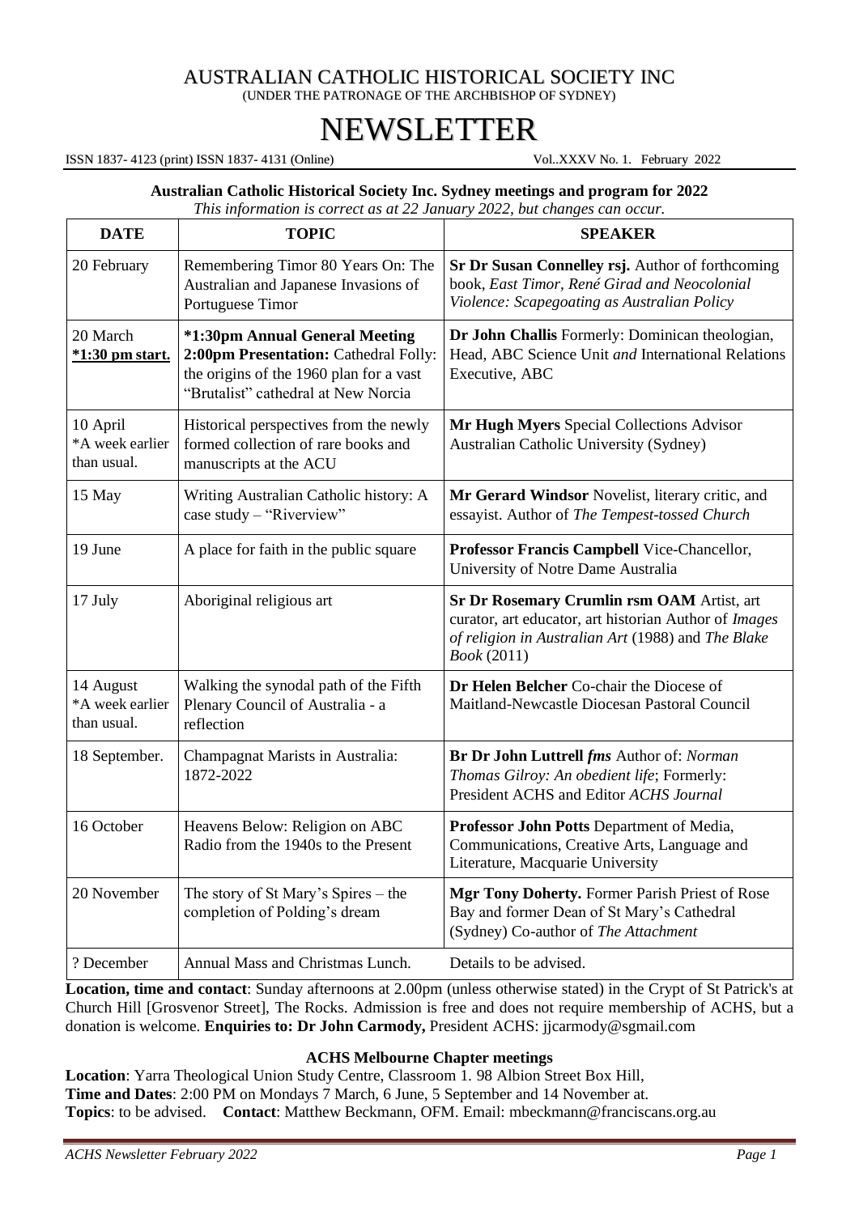# AUSTRALIAN CATHOLIC HISTORICAL SOCIETY INC

(UNDER THE PATRONAGE OF THE ARCHBISHOP OF SYDNEY)

# NEWSLETTER

ISSN 1837- 4123 (print) ISSN 1837- 4131 (Online) Vol..XXXV No. 1. February 2022

**Australian Catholic Historical Society Inc. Sydney meetings and program for 2022**

*This information is correct as at 22 January 2022, but changes can occur.*

| DATE | TOPIC | SPEAKER |
|---|---|---|
| 20 February | Remembering Timor 80 Years On: The Australian and Japanese Invasions of Portuguese Timor | **Sr Dr Susan Connelley rsj.** Author of forthcoming book, *East Timor, René Girad and Neocolonial Violence: Scapegoating as Australian Policy* |
| 20 March **\*1:30 pm start.** | **\*1:30pm Annual General Meeting 2:00pm Presentation:** Cathedral Folly: the origins of the 1960 plan for a vast "Brutalist" cathedral at New Norcia | **Dr John Challis** Formerly: Dominican theologian, Head, ABC Science Unit *and* International Relations Executive, ABC |
| 10 April \*A week earlier than usual. | Historical perspectives from the newly formed collection of rare books and manuscripts at the ACU | **Mr Hugh Myers** Special Collections Advisor Australian Catholic University (Sydney) |
| 15 May | Writing Australian Catholic history: A case study – "Riverview" | **Mr Gerard Windsor** Novelist, literary critic, and essayist. Author of *The Tempest-tossed Church* |
| 19 June | A place for faith in the public square | **Professor Francis Campbell** Vice-Chancellor, University of Notre Dame Australia |
| 17 July | Aboriginal religious art | **Sr Dr Rosemary Crumlin rsm OAM** Artist, art curator, art educator, art historian Author of *Images of religion in Australian Art* (1988) and *The Blake Book* (2011) |
| 14 August \*A week earlier than usual. | Walking the synodal path of the Fifth Plenary Council of Australia - a reflection | **Dr Helen Belcher** Co-chair the Diocese of Maitland-Newcastle Diocesan Pastoral Council |
| 18 September. | Champagnat Marists in Australia: 1872-2022 | **Br Dr John Luttrell *fms*** Author of: *Norman Thomas Gilroy: An obedient life*; Formerly: President ACHS and Editor *ACHS Journal* |
| 16 October | Heavens Below: Religion on ABC Radio from the 1940s to the Present | **Professor John Potts** Department of Media, Communications, Creative Arts, Language and Literature, Macquarie University |
| 20 November | The story of St Mary's Spires – the completion of Polding's dream | **Mgr Tony Doherty.** Former Parish Priest of Rose Bay and former Dean of St Mary's Cathedral (Sydney) Co-author of *The Attachment* |
| ? December | Annual Mass and Christmas Lunch. | Details to be advised. |

**Location, time and contact**: Sunday afternoons at 2.00pm (unless otherwise stated) in the Crypt of St Patrick's at Church Hill [Grosvenor Street], The Rocks. Admission is free and does not require membership of ACHS, but a donation is welcome. **Enquiries to: Dr John Carmody,** President ACHS: jjcarmody@sgmail.com

### ACHS Melbourne Chapter meetings

**Location**: Yarra Theological Union Study Centre, Classroom 1. 98 Albion Street Box Hill,
**Time and Dates**: 2:00 PM on Mondays 7 March, 6 June, 5 September and 14 November at.
**Topics**: to be advised. **Contact**: Matthew Beckmann, OFM. Email: mbeckmann@franciscans.org.au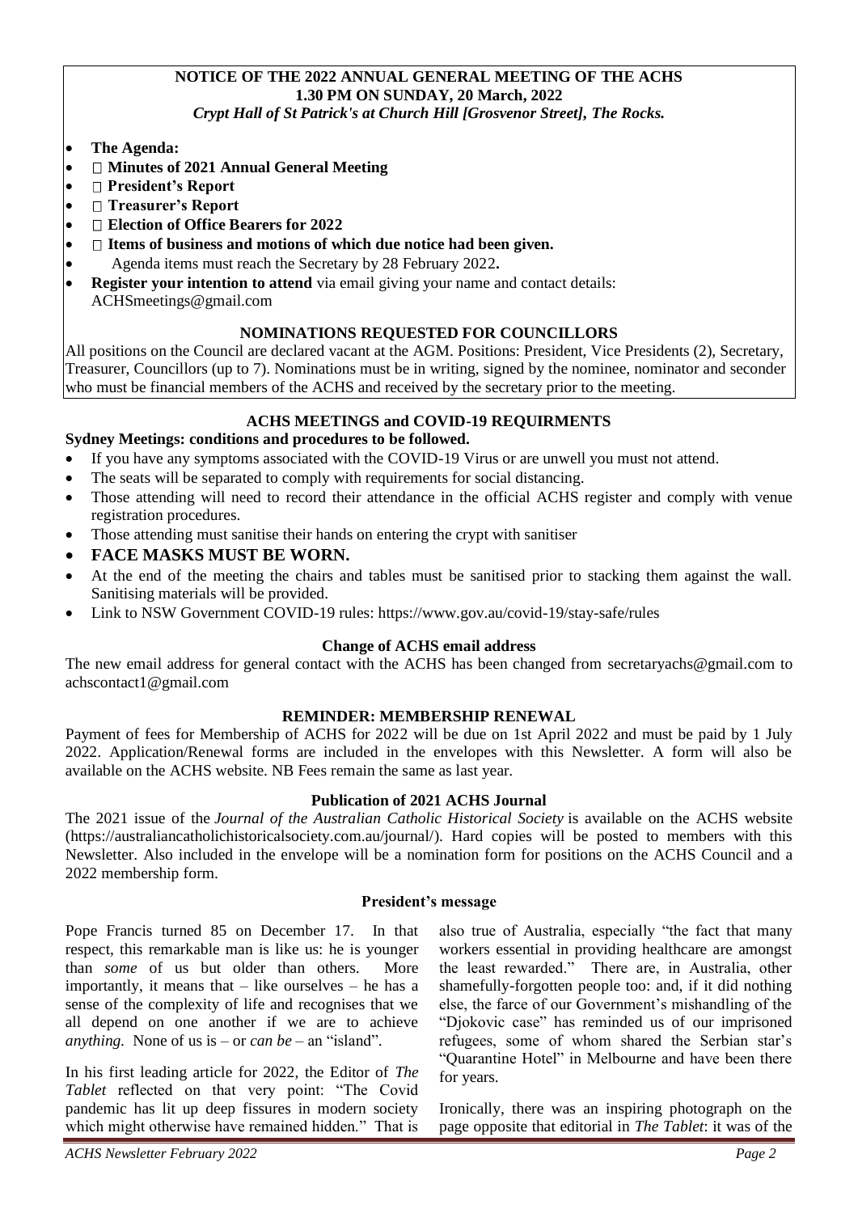## NOTICE OF THE 2022 ANNUAL GENERAL MEETING OF THE ACHS
**1.30 PM ON SUNDAY, 20 March, 2022**
***Crypt Hall of St Patrick's at Church Hill [Grosvenor Street], The Rocks.***

- **The Agenda:**
- **Minutes of 2021 Annual General Meeting**
- **President's Report**
- **Treasurer's Report**
- **Election of Office Bearers for 2022**
- **Items of business and motions of which due notice had been given.**
- Agenda items must reach the Secretary by 28 February 2022**.**
- **Register your intention to attend** via email giving your name and contact details: ACHSmeetings@gmail.com

### NOMINATIONS REQUESTED FOR COUNCILLORS

All positions on the Council are declared vacant at the AGM. Positions: President, Vice Presidents (2), Secretary, Treasurer, Councillors (up to 7). Nominations must be in writing, signed by the nominee, nominator and seconder who must be financial members of the ACHS and received by the secretary prior to the meeting.

### ACHS MEETINGS and COVID-19 REQUIRMENTS

**Sydney Meetings: conditions and procedures to be followed.**

- If you have any symptoms associated with the COVID-19 Virus or are unwell you must not attend.
- The seats will be separated to comply with requirements for social distancing.
- Those attending will need to record their attendance in the official ACHS register and comply with venue registration procedures.
- Those attending must sanitise their hands on entering the crypt with sanitiser
- **FACE MASKS MUST BE WORN.**
- At the end of the meeting the chairs and tables must be sanitised prior to stacking them against the wall. Sanitising materials will be provided.
- Link to NSW Government COVID-19 rules: https://www.gov.au/covid-19/stay-safe/rules

### Change of ACHS email address

The new email address for general contact with the ACHS has been changed from secretaryachs@gmail.com to achscontact1@gmail.com

### REMINDER: MEMBERSHIP RENEWAL

Payment of fees for Membership of ACHS for 2022 will be due on 1st April 2022 and must be paid by 1 July 2022. Application/Renewal forms are included in the envelopes with this Newsletter. A form will also be available on the ACHS website. NB Fees remain the same as last year.

### Publication of 2021 ACHS Journal

The 2021 issue of the *Journal of the Australian Catholic Historical Society* is available on the ACHS website (https://australiancatholichistoricalsociety.com.au/journal/). Hard copies will be posted to members with this Newsletter. Also included in the envelope will be a nomination form for positions on the ACHS Council and a 2022 membership form.

### President's message

Pope Francis turned 85 on December 17. In that respect, this remarkable man is like us: he is younger than *some* of us but older than others. More importantly, it means that – like ourselves – he has a sense of the complexity of life and recognises that we all depend on one another if we are to achieve *anything.* None of us is – or *can be* – an "island".

In his first leading article for 2022, the Editor of *The Tablet* reflected on that very point: "The Covid pandemic has lit up deep fissures in modern society which might otherwise have remained hidden." That is also true of Australia, especially "the fact that many workers essential in providing healthcare are amongst the least rewarded." There are, in Australia, other shamefully-forgotten people too: and, if it did nothing else, the farce of our Government's mishandling of the "Djokovic case" has reminded us of our imprisoned refugees, some of whom shared the Serbian star's "Quarantine Hotel" in Melbourne and have been there for years.

Ironically, there was an inspiring photograph on the page opposite that editorial in *The Tablet*: it was of the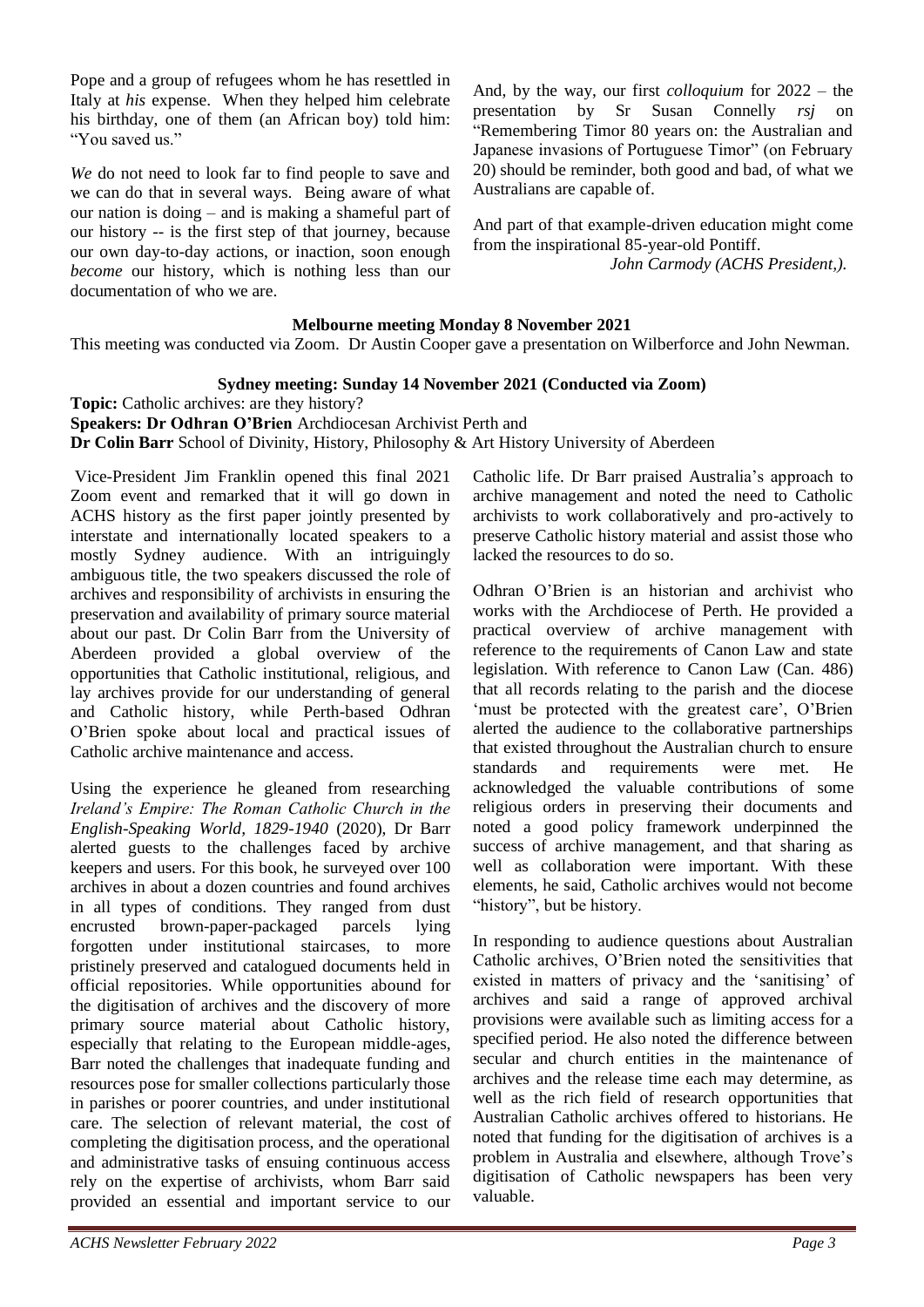Pope and a group of refugees whom he has resettled in Italy at *his* expense. When they helped him celebrate his birthday, one of them (an African boy) told him: "You saved us."

*We* do not need to look far to find people to save and we can do that in several ways. Being aware of what our nation is doing – and is making a shameful part of our history -- is the first step of that journey, because our own day-to-day actions, or inaction, soon enough *become* our history, which is nothing less than our documentation of who we are.

And, by the way, our first *colloquium* for 2022 – the presentation by Sr Susan Connelly *rsj* on "Remembering Timor 80 years on: the Australian and Japanese invasions of Portuguese Timor" (on February 20) should be reminder, both good and bad, of what we Australians are capable of.

And part of that example-driven education might come from the inspirational 85-year-old Pontiff.

*John Carmody (ACHS President,).*

**Melbourne meeting Monday 8 November 2021**

This meeting was conducted via Zoom. Dr Austin Cooper gave a presentation on Wilberforce and John Newman.

**Sydney meeting: Sunday 14 November 2021 (Conducted via Zoom)**

**Topic:** Catholic archives: are they history?
**Speakers: Dr Odhran O'Brien** Archdiocesan Archivist Perth and
**Dr Colin Barr** School of Divinity, History, Philosophy & Art History University of Aberdeen

Vice-President Jim Franklin opened this final 2021 Zoom event and remarked that it will go down in ACHS history as the first paper jointly presented by interstate and internationally located speakers to a mostly Sydney audience. With an intriguingly ambiguous title, the two speakers discussed the role of archives and responsibility of archivists in ensuring the preservation and availability of primary source material about our past. Dr Colin Barr from the University of Aberdeen provided a global overview of the opportunities that Catholic institutional, religious, and lay archives provide for our understanding of general and Catholic history, while Perth-based Odhran O'Brien spoke about local and practical issues of Catholic archive maintenance and access.

Using the experience he gleaned from researching *Ireland's Empire: The Roman Catholic Church in the English-Speaking World, 1829-1940* (2020), Dr Barr alerted guests to the challenges faced by archive keepers and users. For this book, he surveyed over 100 archives in about a dozen countries and found archives in all types of conditions. They ranged from dust encrusted brown-paper-packaged parcels lying forgotten under institutional staircases, to more pristinely preserved and catalogued documents held in official repositories. While opportunities abound for the digitisation of archives and the discovery of more primary source material about Catholic history, especially that relating to the European middle-ages, Barr noted the challenges that inadequate funding and resources pose for smaller collections particularly those in parishes or poorer countries, and under institutional care. The selection of relevant material, the cost of completing the digitisation process, and the operational and administrative tasks of ensuing continuous access rely on the expertise of archivists, whom Barr said provided an essential and important service to our Catholic life. Dr Barr praised Australia's approach to archive management and noted the need to Catholic archivists to work collaboratively and pro-actively to preserve Catholic history material and assist those who lacked the resources to do so.

Odhran O'Brien is an historian and archivist who works with the Archdiocese of Perth. He provided a practical overview of archive management with reference to the requirements of Canon Law and state legislation. With reference to Canon Law (Can. 486) that all records relating to the parish and the diocese 'must be protected with the greatest care', O'Brien alerted the audience to the collaborative partnerships that existed throughout the Australian church to ensure standards and requirements were met. He acknowledged the valuable contributions of some religious orders in preserving their documents and noted a good policy framework underpinned the success of archive management, and that sharing as well as collaboration were important. With these elements, he said, Catholic archives would not become "history", but be history.

In responding to audience questions about Australian Catholic archives, O'Brien noted the sensitivities that existed in matters of privacy and the 'sanitising' of archives and said a range of approved archival provisions were available such as limiting access for a specified period. He also noted the difference between secular and church entities in the maintenance of archives and the release time each may determine, as well as the rich field of research opportunities that Australian Catholic archives offered to historians. He noted that funding for the digitisation of archives is a problem in Australia and elsewhere, although Trove's digitisation of Catholic newspapers has been very valuable.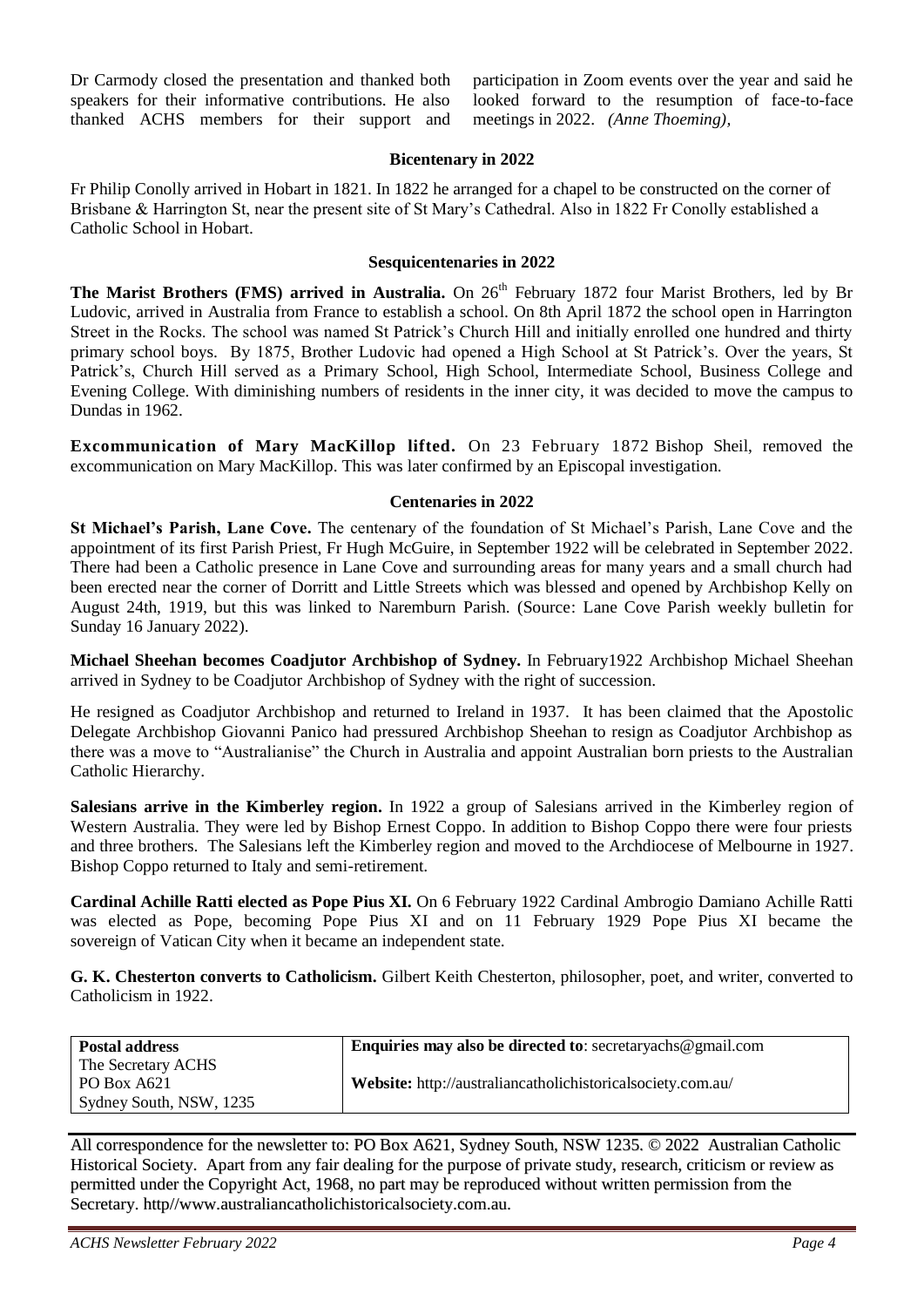Dr Carmody closed the presentation and thanked both speakers for their informative contributions. He also thanked ACHS members for their support and participation in Zoom events over the year and said he looked forward to the resumption of face-to-face meetings in 2022. *(Anne Thoeming),*

### Bicentenary in 2022

Fr Philip Conolly arrived in Hobart in 1821. In 1822 he arranged for a chapel to be constructed on the corner of Brisbane & Harrington St, near the present site of St Mary's Cathedral. Also in 1822 Fr Conolly established a Catholic School in Hobart.

### Sesquicentenaries in 2022

**The Marist Brothers (FMS) arrived in Australia.** On 26th February 1872 four Marist Brothers, led by Br Ludovic, arrived in Australia from France to establish a school. On 8th April 1872 the school open in Harrington Street in the Rocks. The school was named St Patrick's Church Hill and initially enrolled one hundred and thirty primary school boys. By 1875, Brother Ludovic had opened a High School at St Patrick's. Over the years, St Patrick's, Church Hill served as a Primary School, High School, Intermediate School, Business College and Evening College. With diminishing numbers of residents in the inner city, it was decided to move the campus to Dundas in 1962.

**Excommunication of Mary MacKillop lifted.** On 23 February 1872 Bishop Sheil, removed the excommunication on Mary MacKillop. This was later confirmed by an Episcopal investigation.

### Centenaries in 2022

**St Michael's Parish, Lane Cove.** The centenary of the foundation of St Michael's Parish, Lane Cove and the appointment of its first Parish Priest, Fr Hugh McGuire, in September 1922 will be celebrated in September 2022. There had been a Catholic presence in Lane Cove and surrounding areas for many years and a small church had been erected near the corner of Dorritt and Little Streets which was blessed and opened by Archbishop Kelly on August 24th, 1919, but this was linked to Naremburn Parish. (Source: Lane Cove Parish weekly bulletin for Sunday 16 January 2022).

**Michael Sheehan becomes Coadjutor Archbishop of Sydney.** In February1922 Archbishop Michael Sheehan arrived in Sydney to be Coadjutor Archbishop of Sydney with the right of succession.

He resigned as Coadjutor Archbishop and returned to Ireland in 1937. It has been claimed that the Apostolic Delegate Archbishop Giovanni Panico had pressured Archbishop Sheehan to resign as Coadjutor Archbishop as there was a move to "Australianise" the Church in Australia and appoint Australian born priests to the Australian Catholic Hierarchy.

**Salesians arrive in the Kimberley region.** In 1922 a group of Salesians arrived in the Kimberley region of Western Australia. They were led by Bishop Ernest Coppo. In addition to Bishop Coppo there were four priests and three brothers. The Salesians left the Kimberley region and moved to the Archdiocese of Melbourne in 1927. Bishop Coppo returned to Italy and semi-retirement.

**Cardinal Achille Ratti elected as Pope Pius XI.** On 6 February 1922 Cardinal Ambrogio Damiano Achille Ratti was elected as Pope, becoming Pope Pius XI and on 11 February 1929 Pope Pius XI became the sovereign of Vatican City when it became an independent state.

**G. K. Chesterton converts to Catholicism.** Gilbert Keith Chesterton, philosopher, poet, and writer, converted to Catholicism in 1922.

| | |
|---|---|
| **Postal address**<br>The Secretary ACHS<br>PO Box A621<br>Sydney South, NSW, 1235 | **Enquiries may also be directed to**: secretaryachs@gmail.com<br><br>**Website:** http://australiancatholichistoricalsociety.com.au/ |

All correspondence for the newsletter to: PO Box A621, Sydney South, NSW 1235. © 2022 Australian Catholic Historical Society. Apart from any fair dealing for the purpose of private study, research, criticism or review as permitted under the Copyright Act, 1968, no part may be reproduced without written permission from the Secretary. http//www.australiancatholichistoricalsociety.com.au.